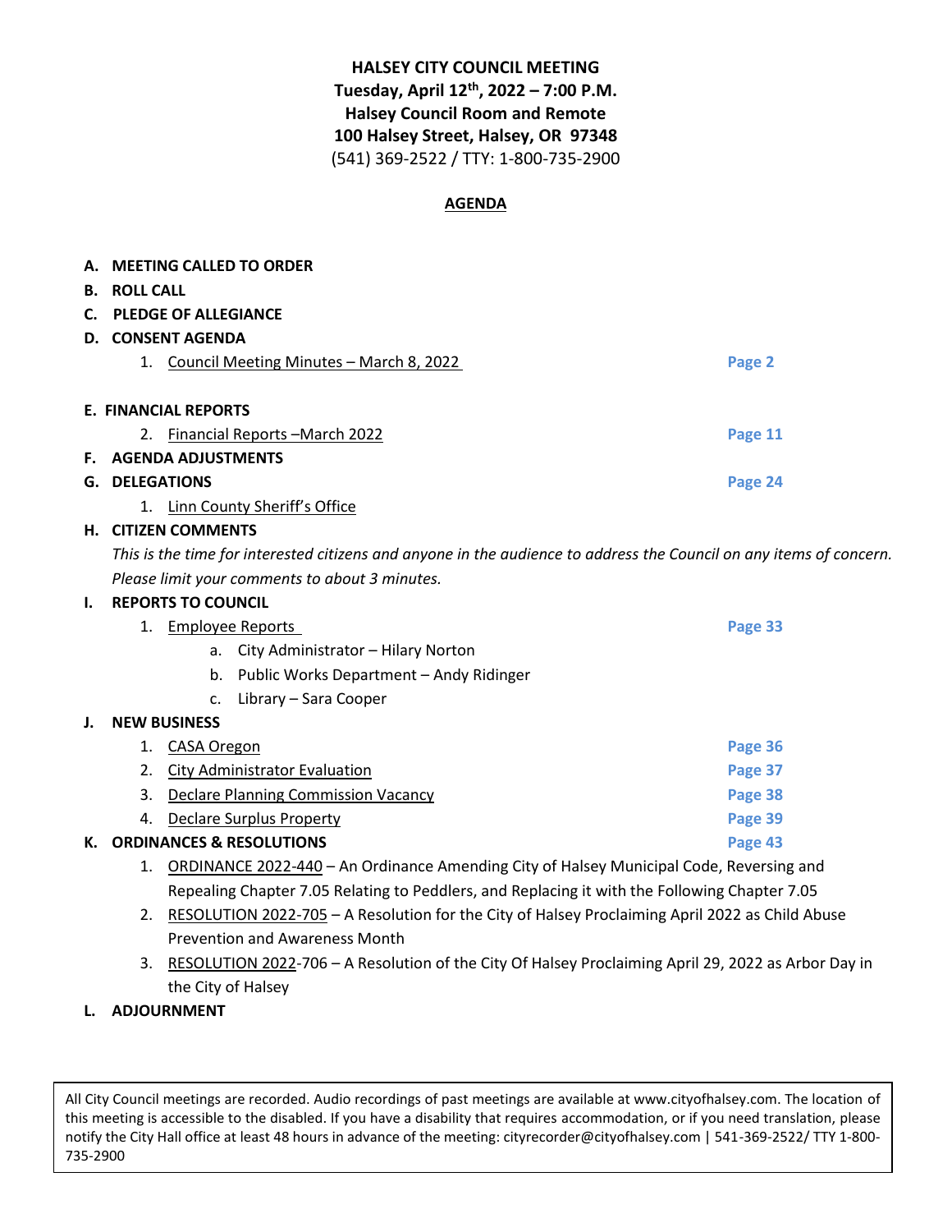**HALSEY CITY COUNCIL MEETING**
**Tuesday, April 12th, 2022 – 7:00 P.M.**
**Halsey Council Room and Remote**
**100 Halsey Street, Halsey, OR 97348**
(541) 369-2522 / TTY: 1-800-735-2900

**AGENDA**

**A. MEETING CALLED TO ORDER**

**B. ROLL CALL**

**C. PLEDGE OF ALLEGIANCE**

**D. CONSENT AGENDA**

1. Council Meeting Minutes – March 8, 2022 — **Page 2**

**E. FINANCIAL REPORTS**

2. Financial Reports –March 2022 — **Page 11**

**F. AGENDA ADJUSTMENTS**

**G. DELEGATIONS** — **Page 24**

1. Linn County Sheriff's Office

**H. CITIZEN COMMENTS**

*This is the time for interested citizens and anyone in the audience to address the Council on any items of concern. Please limit your comments to about 3 minutes.*

**I. REPORTS TO COUNCIL**

1. Employee Reports — **Page 33**
   a. City Administrator – Hilary Norton
   b. Public Works Department – Andy Ridinger
   c. Library – Sara Cooper

**J. NEW BUSINESS**

1. CASA Oregon — **Page 36**
2. City Administrator Evaluation — **Page 37**
3. Declare Planning Commission Vacancy — **Page 38**
4. Declare Surplus Property — **Page 39**

**K. ORDINANCES & RESOLUTIONS** — **Page 43**

1. ORDINANCE 2022-440 – An Ordinance Amending City of Halsey Municipal Code, Reversing and Repealing Chapter 7.05 Relating to Peddlers, and Replacing it with the Following Chapter 7.05
2. RESOLUTION 2022-705 – A Resolution for the City of Halsey Proclaiming April 2022 as Child Abuse Prevention and Awareness Month
3. RESOLUTION 2022-706 – A Resolution of the City Of Halsey Proclaiming April 29, 2022 as Arbor Day in the City of Halsey

**L. ADJOURNMENT**

All City Council meetings are recorded. Audio recordings of past meetings are available at www.cityofhalsey.com. The location of this meeting is accessible to the disabled. If you have a disability that requires accommodation, or if you need translation, please notify the City Hall office at least 48 hours in advance of the meeting: cityrecorder@cityofhalsey.com | 541-369-2522/ TTY 1-800-735-2900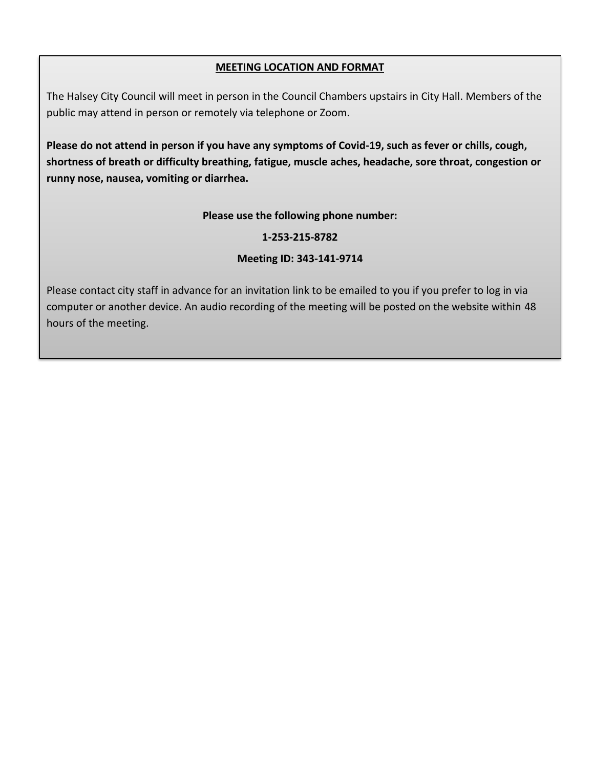## MEETING LOCATION AND FORMAT

The Halsey City Council will meet in person in the Council Chambers upstairs in City Hall. Members of the public may attend in person or remotely via telephone or Zoom.

**Please do not attend in person if you have any symptoms of Covid-19, such as fever or chills, cough, shortness of breath or difficulty breathing, fatigue, muscle aches, headache, sore throat, congestion or runny nose, nausea, vomiting or diarrhea.**

**Please use the following phone number:**

**1-253-215-8782**

**Meeting ID: 343-141-9714**

Please contact city staff in advance for an invitation link to be emailed to you if you prefer to log in via computer or another device. An audio recording of the meeting will be posted on the website within 48 hours of the meeting.